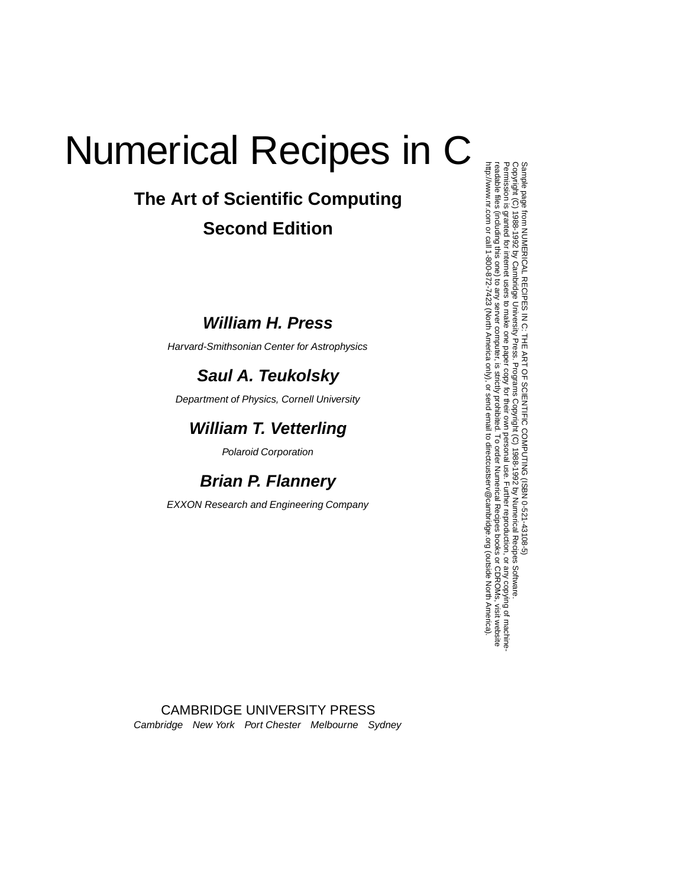# Numerical Recipes in C

## The Art of Scientific Computing

## Second Edition

***William H. Press***

*Harvard-Smithsonian Center for Astrophysics*

***Saul A. Teukolsky***

*Department of Physics, Cornell University*

***William T. Vetterling***

*Polaroid Corporation*

***Brian P. Flannery***

*EXXON Research and Engineering Company*

CAMBRIDGE UNIVERSITY PRESS

*Cambridge New York Port Chester Melbourne Sydney*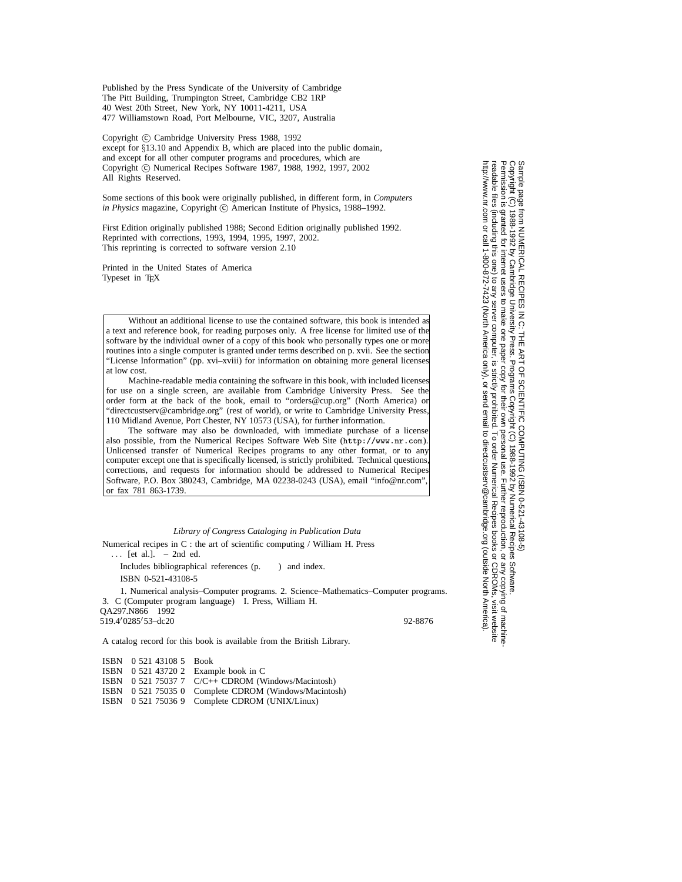Published by the Press Syndicate of the University of Cambridge
The Pitt Building, Trumpington Street, Cambridge CB2 1RP
40 West 20th Street, New York, NY 10011-4211, USA
477 Williamstown Road, Port Melbourne, VIC, 3207, Australia

Copyright © Cambridge University Press 1988, 1992
except for §13.10 and Appendix B, which are placed into the public domain,
and except for all other computer programs and procedures, which are
Copyright © Numerical Recipes Software 1987, 1988, 1992, 1997, 2002
All Rights Reserved.

Some sections of this book were originally published, in different form, in *Computers in Physics* magazine, Copyright © American Institute of Physics, 1988–1992.

First Edition originally published 1988; Second Edition originally published 1992.
Reprinted with corrections, 1993, 1994, 1995, 1997, 2002.
This reprinting is corrected to software version 2.10

Printed in the United States of America
Typeset in TEX

> Without an additional license to use the contained software, this book is intended as a text and reference book, for reading purposes only. A free license for limited use of the software by the individual owner of a copy of this book who personally types one or more routines into a single computer is granted under terms described on p. xvii. See the section "License Information" (pp. xvi–xviii) for information on obtaining more general licenses at low cost.
>
> Machine-readable media containing the software in this book, with included licenses for use on a single screen, are available from Cambridge University Press. See the order form at the back of the book, email to "orders@cup.org" (North America) or "directcustserv@cambridge.org" (rest of world), or write to Cambridge University Press, 110 Midland Avenue, Port Chester, NY 10573 (USA), for further information.
>
> The software may also be downloaded, with immediate purchase of a license also possible, from the Numerical Recipes Software Web Site (`http://www.nr.com`). Unlicensed transfer of Numerical Recipes programs to any other format, or to any computer except one that is specifically licensed, is strictly prohibited. Technical questions, corrections, and requests for information should be addressed to Numerical Recipes Software, P.O. Box 380243, Cambridge, MA 02238-0243 (USA), email "info@nr.com", or fax 781 863-1739.

*Library of Congress Cataloging in Publication Data*

Numerical recipes in C : the art of scientific computing / William H. Press
. . . [et al.]. – 2nd ed.

Includes bibliographical references (p. ) and index.

ISBN 0-521-43108-5

1. Numerical analysis–Computer programs. 2. Science–Mathematics–Computer programs.
3. C (Computer program language) I. Press, William H.

QA297.N866 1992
519.4′0285′53–dc20 92-8876

A catalog record for this book is available from the British Library.

ISBN 0 521 43108 5 Book
ISBN 0 521 43720 2 Example book in C
ISBN 0 521 75037 7 C/C++ CDROM (Windows/Macintosh)
ISBN 0 521 75035 0 Complete CDROM (Windows/Macintosh)
ISBN 0 521 75036 9 Complete CDROM (UNIX/Linux)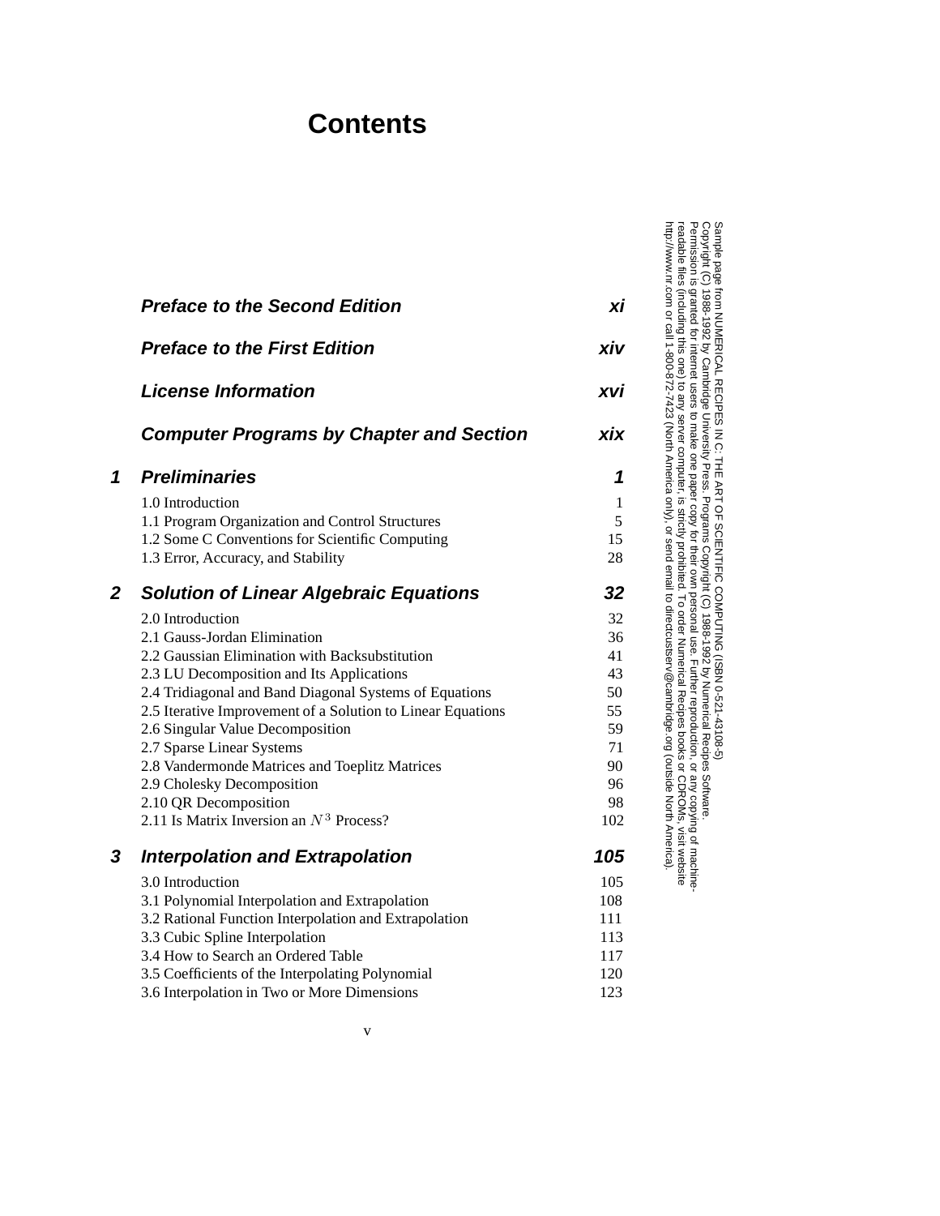# Contents

| | | |
|---|---|---|
| | ***Preface to the Second Edition*** | ***xi*** |
| | ***Preface to the First Edition*** | ***xiv*** |
| | ***License Information*** | ***xvi*** |
| | ***Computer Programs by Chapter and Section*** | ***xix*** |
| ***1*** | ***Preliminaries*** | ***1*** |
| | 1.0 Introduction | 1 |
| | 1.1 Program Organization and Control Structures | 5 |
| | 1.2 Some C Conventions for Scientific Computing | 15 |
| | 1.3 Error, Accuracy, and Stability | 28 |
| ***2*** | ***Solution of Linear Algebraic Equations*** | ***32*** |
| | 2.0 Introduction | 32 |
| | 2.1 Gauss-Jordan Elimination | 36 |
| | 2.2 Gaussian Elimination with Backsubstitution | 41 |
| | 2.3 LU Decomposition and Its Applications | 43 |
| | 2.4 Tridiagonal and Band Diagonal Systems of Equations | 50 |
| | 2.5 Iterative Improvement of a Solution to Linear Equations | 55 |
| | 2.6 Singular Value Decomposition | 59 |
| | 2.7 Sparse Linear Systems | 71 |
| | 2.8 Vandermonde Matrices and Toeplitz Matrices | 90 |
| | 2.9 Cholesky Decomposition | 96 |
| | 2.10 QR Decomposition | 98 |
| | 2.11 Is Matrix Inversion an $N^3$ Process? | 102 |
| ***3*** | ***Interpolation and Extrapolation*** | ***105*** |
| | 3.0 Introduction | 105 |
| | 3.1 Polynomial Interpolation and Extrapolation | 108 |
| | 3.2 Rational Function Interpolation and Extrapolation | 111 |
| | 3.3 Cubic Spline Interpolation | 113 |
| | 3.4 How to Search an Ordered Table | 117 |
| | 3.5 Coefficients of the Interpolating Polynomial | 120 |
| | 3.6 Interpolation in Two or More Dimensions | 123 |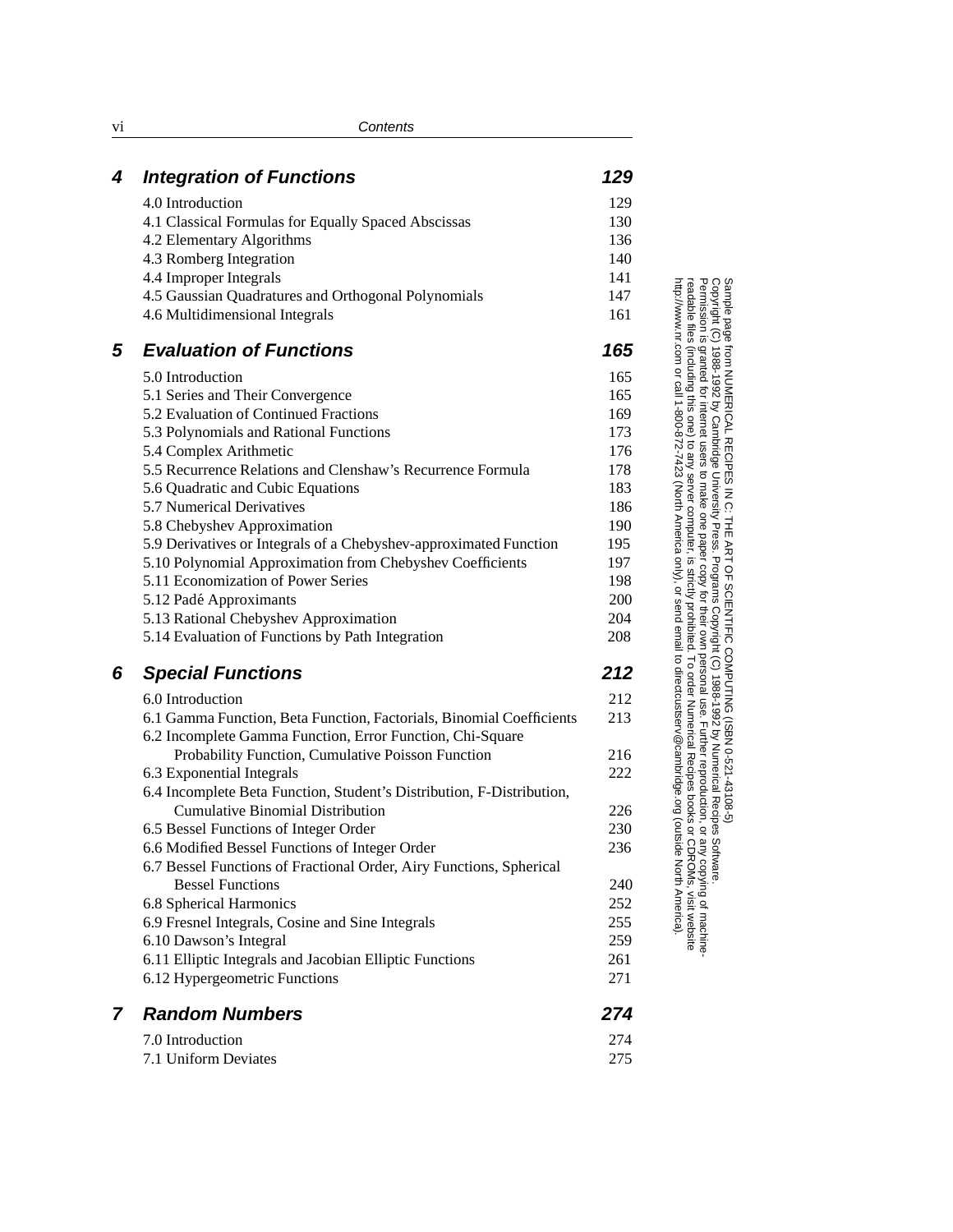## 4 Integration of Functions — 129

| | |
|---|---|
| 4.0 Introduction | 129 |
| 4.1 Classical Formulas for Equally Spaced Abscissas | 130 |
| 4.2 Elementary Algorithms | 136 |
| 4.3 Romberg Integration | 140 |
| 4.4 Improper Integrals | 141 |
| 4.5 Gaussian Quadratures and Orthogonal Polynomials | 147 |
| 4.6 Multidimensional Integrals | 161 |

## 5 Evaluation of Functions — 165

| | |
|---|---|
| 5.0 Introduction | 165 |
| 5.1 Series and Their Convergence | 165 |
| 5.2 Evaluation of Continued Fractions | 169 |
| 5.3 Polynomials and Rational Functions | 173 |
| 5.4 Complex Arithmetic | 176 |
| 5.5 Recurrence Relations and Clenshaw's Recurrence Formula | 178 |
| 5.6 Quadratic and Cubic Equations | 183 |
| 5.7 Numerical Derivatives | 186 |
| 5.8 Chebyshev Approximation | 190 |
| 5.9 Derivatives or Integrals of a Chebyshev-approximated Function | 195 |
| 5.10 Polynomial Approximation from Chebyshev Coefficients | 197 |
| 5.11 Economization of Power Series | 198 |
| 5.12 Padé Approximants | 200 |
| 5.13 Rational Chebyshev Approximation | 204 |
| 5.14 Evaluation of Functions by Path Integration | 208 |

## 6 Special Functions — 212

| | |
|---|---|
| 6.0 Introduction | 212 |
| 6.1 Gamma Function, Beta Function, Factorials, Binomial Coefficients | 213 |
| 6.2 Incomplete Gamma Function, Error Function, Chi-Square Probability Function, Cumulative Poisson Function | 216 |
| 6.3 Exponential Integrals | 222 |
| 6.4 Incomplete Beta Function, Student's Distribution, F-Distribution, Cumulative Binomial Distribution | 226 |
| 6.5 Bessel Functions of Integer Order | 230 |
| 6.6 Modified Bessel Functions of Integer Order | 236 |
| 6.7 Bessel Functions of Fractional Order, Airy Functions, Spherical Bessel Functions | 240 |
| 6.8 Spherical Harmonics | 252 |
| 6.9 Fresnel Integrals, Cosine and Sine Integrals | 255 |
| 6.10 Dawson's Integral | 259 |
| 6.11 Elliptic Integrals and Jacobian Elliptic Functions | 261 |
| 6.12 Hypergeometric Functions | 271 |

## 7 Random Numbers — 274

| | |
|---|---|
| 7.0 Introduction | 274 |
| 7.1 Uniform Deviates | 275 |

Sample page from NUMERICAL RECIPES IN C: THE ART OF SCIENTIFIC COMPUTING (ISBN 0-521-43108-5)
Copyright (C) 1988-1992 by Cambridge University Press. Programs Copyright (C) 1988-1992 by Numerical Recipes Software.
Permission is granted for internet users to make one paper copy for their own personal use. Further reproduction, or any copying of machine-readable files (including this one) to any server computer, is strictly prohibited. To order Numerical Recipes books or CDROMs, visit website http://www.nr.com or call 1-800-872-7423 (North America only), or send email to directcustserv@cambridge.org (outside North America).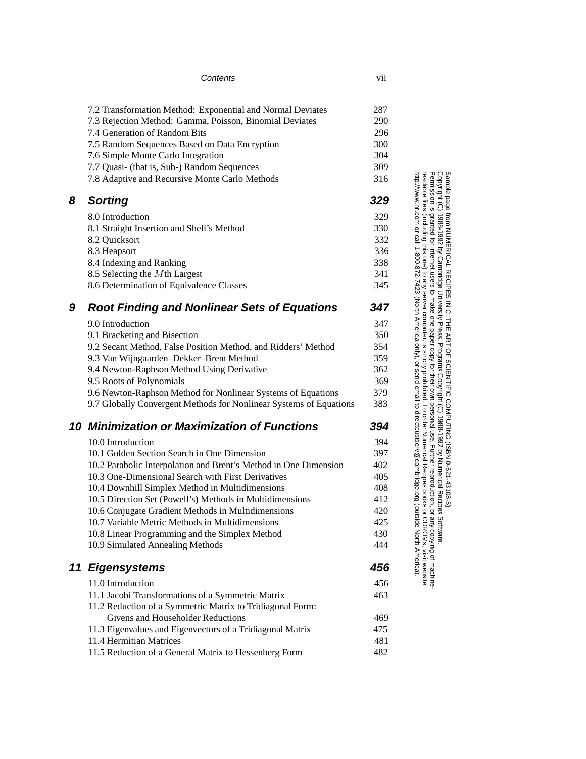7.2 Transformation Method: Exponential and Normal Deviates 287
7.3 Rejection Method: Gamma, Poisson, Binomial Deviates 290
7.4 Generation of Random Bits 296
7.5 Random Sequences Based on Data Encryption 300
7.6 Simple Monte Carlo Integration 304
7.7 Quasi- (that is, Sub-) Random Sequences 309
7.8 Adaptive and Recursive Monte Carlo Methods 316

## 8 Sorting 329

8.0 Introduction 329
8.1 Straight Insertion and Shell's Method 330
8.2 Quicksort 332
8.3 Heapsort 336
8.4 Indexing and Ranking 338
8.5 Selecting the $M$th Largest 341
8.6 Determination of Equivalence Classes 345

## 9 Root Finding and Nonlinear Sets of Equations 347

9.0 Introduction 347
9.1 Bracketing and Bisection 350
9.2 Secant Method, False Position Method, and Ridders' Method 354
9.3 Van Wijngaarden–Dekker–Brent Method 359
9.4 Newton-Raphson Method Using Derivative 362
9.5 Roots of Polynomials 369
9.6 Newton-Raphson Method for Nonlinear Systems of Equations 379
9.7 Globally Convergent Methods for Nonlinear Systems of Equations 383

## 10 Minimization or Maximization of Functions 394

10.0 Introduction 394
10.1 Golden Section Search in One Dimension 397
10.2 Parabolic Interpolation and Brent's Method in One Dimension 402
10.3 One-Dimensional Search with First Derivatives 405
10.4 Downhill Simplex Method in Multidimensions 408
10.5 Direction Set (Powell's) Methods in Multidimensions 412
10.6 Conjugate Gradient Methods in Multidimensions 420
10.7 Variable Metric Methods in Multidimensions 425
10.8 Linear Programming and the Simplex Method 430
10.9 Simulated Annealing Methods 444

## 11 Eigensystems 456

11.0 Introduction 456
11.1 Jacobi Transformations of a Symmetric Matrix 463
11.2 Reduction of a Symmetric Matrix to Tridiagonal Form: Givens and Householder Reductions 469
11.3 Eigenvalues and Eigenvectors of a Tridiagonal Matrix 475
11.4 Hermitian Matrices 481
11.5 Reduction of a General Matrix to Hessenberg Form 482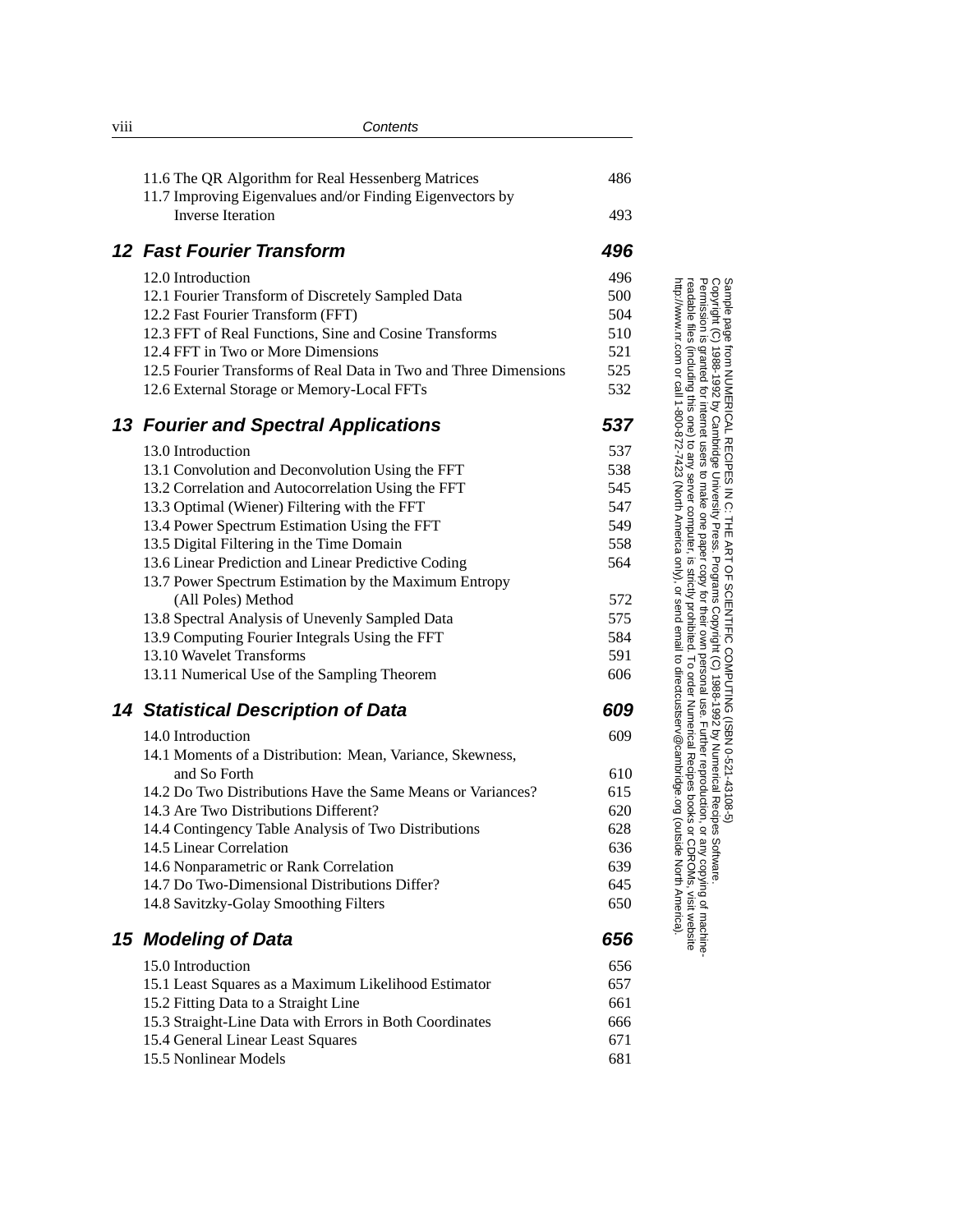| | |
|---|---|
| 11.6 The QR Algorithm for Real Hessenberg Matrices | 486 |
| 11.7 Improving Eigenvalues and/or Finding Eigenvectors by Inverse Iteration | 493 |

## 12 Fast Fourier Transform — 496

| | |
|---|---|
| 12.0 Introduction | 496 |
| 12.1 Fourier Transform of Discretely Sampled Data | 500 |
| 12.2 Fast Fourier Transform (FFT) | 504 |
| 12.3 FFT of Real Functions, Sine and Cosine Transforms | 510 |
| 12.4 FFT in Two or More Dimensions | 521 |
| 12.5 Fourier Transforms of Real Data in Two and Three Dimensions | 525 |
| 12.6 External Storage or Memory-Local FFTs | 532 |

## 13 Fourier and Spectral Applications — 537

| | |
|---|---|
| 13.0 Introduction | 537 |
| 13.1 Convolution and Deconvolution Using the FFT | 538 |
| 13.2 Correlation and Autocorrelation Using the FFT | 545 |
| 13.3 Optimal (Wiener) Filtering with the FFT | 547 |
| 13.4 Power Spectrum Estimation Using the FFT | 549 |
| 13.5 Digital Filtering in the Time Domain | 558 |
| 13.6 Linear Prediction and Linear Predictive Coding | 564 |
| 13.7 Power Spectrum Estimation by the Maximum Entropy (All Poles) Method | 572 |
| 13.8 Spectral Analysis of Unevenly Sampled Data | 575 |
| 13.9 Computing Fourier Integrals Using the FFT | 584 |
| 13.10 Wavelet Transforms | 591 |
| 13.11 Numerical Use of the Sampling Theorem | 606 |

## 14 Statistical Description of Data — 609

| | |
|---|---|
| 14.0 Introduction | 609 |
| 14.1 Moments of a Distribution: Mean, Variance, Skewness, and So Forth | 610 |
| 14.2 Do Two Distributions Have the Same Means or Variances? | 615 |
| 14.3 Are Two Distributions Different? | 620 |
| 14.4 Contingency Table Analysis of Two Distributions | 628 |
| 14.5 Linear Correlation | 636 |
| 14.6 Nonparametric or Rank Correlation | 639 |
| 14.7 Do Two-Dimensional Distributions Differ? | 645 |
| 14.8 Savitzky-Golay Smoothing Filters | 650 |

## 15 Modeling of Data — 656

| | |
|---|---|
| 15.0 Introduction | 656 |
| 15.1 Least Squares as a Maximum Likelihood Estimator | 657 |
| 15.2 Fitting Data to a Straight Line | 661 |
| 15.3 Straight-Line Data with Errors in Both Coordinates | 666 |
| 15.4 General Linear Least Squares | 671 |
| 15.5 Nonlinear Models | 681 |

Sample page from NUMERICAL RECIPES IN C: THE ART OF SCIENTIFIC COMPUTING (ISBN 0-521-43108-5)
Copyright (C) 1988-1992 by Cambridge University Press. Programs Copyright (C) 1988-1992 by Numerical Recipes Software.
Permission is granted for internet users to make one paper copy for their own personal use. Further reproduction, or any copying of machine-readable files (including this one) to any server computer, is strictly prohibited. To order Numerical Recipes books or CDROMs, visit website http://www.nr.com or call 1-800-872-7423 (North America only), or send email to directcustserv@cambridge.org (outside North America).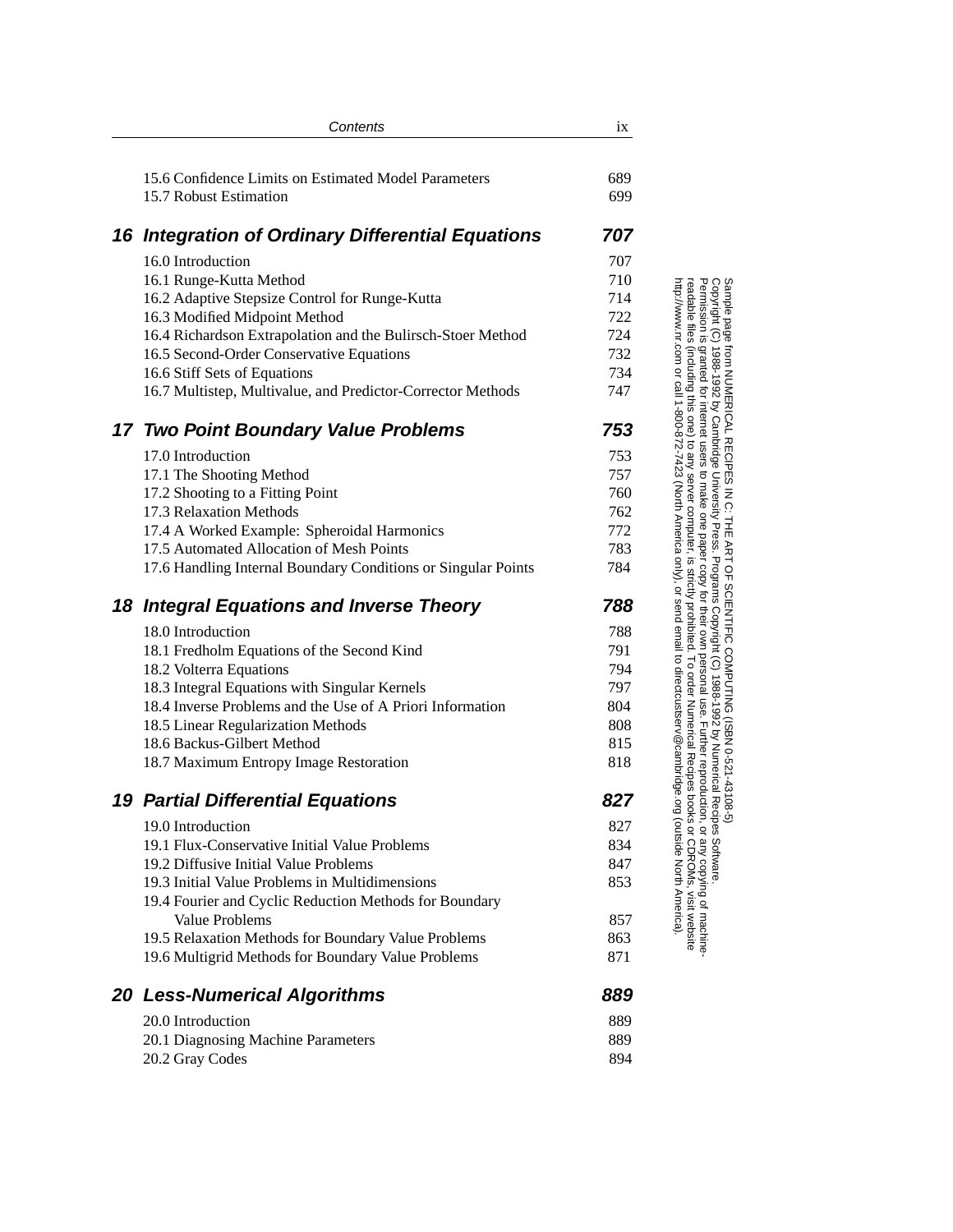| | |
|---|---|
| 15.6 Confidence Limits on Estimated Model Parameters | 689 |
| 15.7 Robust Estimation | 699 |

## 16 Integration of Ordinary Differential Equations — 707

| | |
|---|---|
| 16.0 Introduction | 707 |
| 16.1 Runge-Kutta Method | 710 |
| 16.2 Adaptive Stepsize Control for Runge-Kutta | 714 |
| 16.3 Modified Midpoint Method | 722 |
| 16.4 Richardson Extrapolation and the Bulirsch-Stoer Method | 724 |
| 16.5 Second-Order Conservative Equations | 732 |
| 16.6 Stiff Sets of Equations | 734 |
| 16.7 Multistep, Multivalue, and Predictor-Corrector Methods | 747 |

## 17 Two Point Boundary Value Problems — 753

| | |
|---|---|
| 17.0 Introduction | 753 |
| 17.1 The Shooting Method | 757 |
| 17.2 Shooting to a Fitting Point | 760 |
| 17.3 Relaxation Methods | 762 |
| 17.4 A Worked Example: Spheroidal Harmonics | 772 |
| 17.5 Automated Allocation of Mesh Points | 783 |
| 17.6 Handling Internal Boundary Conditions or Singular Points | 784 |

## 18 Integral Equations and Inverse Theory — 788

| | |
|---|---|
| 18.0 Introduction | 788 |
| 18.1 Fredholm Equations of the Second Kind | 791 |
| 18.2 Volterra Equations | 794 |
| 18.3 Integral Equations with Singular Kernels | 797 |
| 18.4 Inverse Problems and the Use of A Priori Information | 804 |
| 18.5 Linear Regularization Methods | 808 |
| 18.6 Backus-Gilbert Method | 815 |
| 18.7 Maximum Entropy Image Restoration | 818 |

## 19 Partial Differential Equations — 827

| | |
|---|---|
| 19.0 Introduction | 827 |
| 19.1 Flux-Conservative Initial Value Problems | 834 |
| 19.2 Diffusive Initial Value Problems | 847 |
| 19.3 Initial Value Problems in Multidimensions | 853 |
| 19.4 Fourier and Cyclic Reduction Methods for Boundary Value Problems | 857 |
| 19.5 Relaxation Methods for Boundary Value Problems | 863 |
| 19.6 Multigrid Methods for Boundary Value Problems | 871 |

## 20 Less-Numerical Algorithms — 889

| | |
|---|---|
| 20.0 Introduction | 889 |
| 20.1 Diagnosing Machine Parameters | 889 |
| 20.2 Gray Codes | 894 |

Sample page from NUMERICAL RECIPES IN C: THE ART OF SCIENTIFIC COMPUTING (ISBN 0-521-43108-5)
Copyright (C) 1988-1992 by Cambridge University Press. Programs Copyright (C) 1988-1992 by Numerical Recipes Software.
Permission is granted for internet users to make one paper copy for their own personal use. Further reproduction, or any copying of machine-readable files (including this one) to any server computer, is strictly prohibited. To order Numerical Recipes books or CDROMs, visit website http://www.nr.com or call 1-800-872-7423 (North America only), or send email to directcustserv@cambridge.org (outside North America).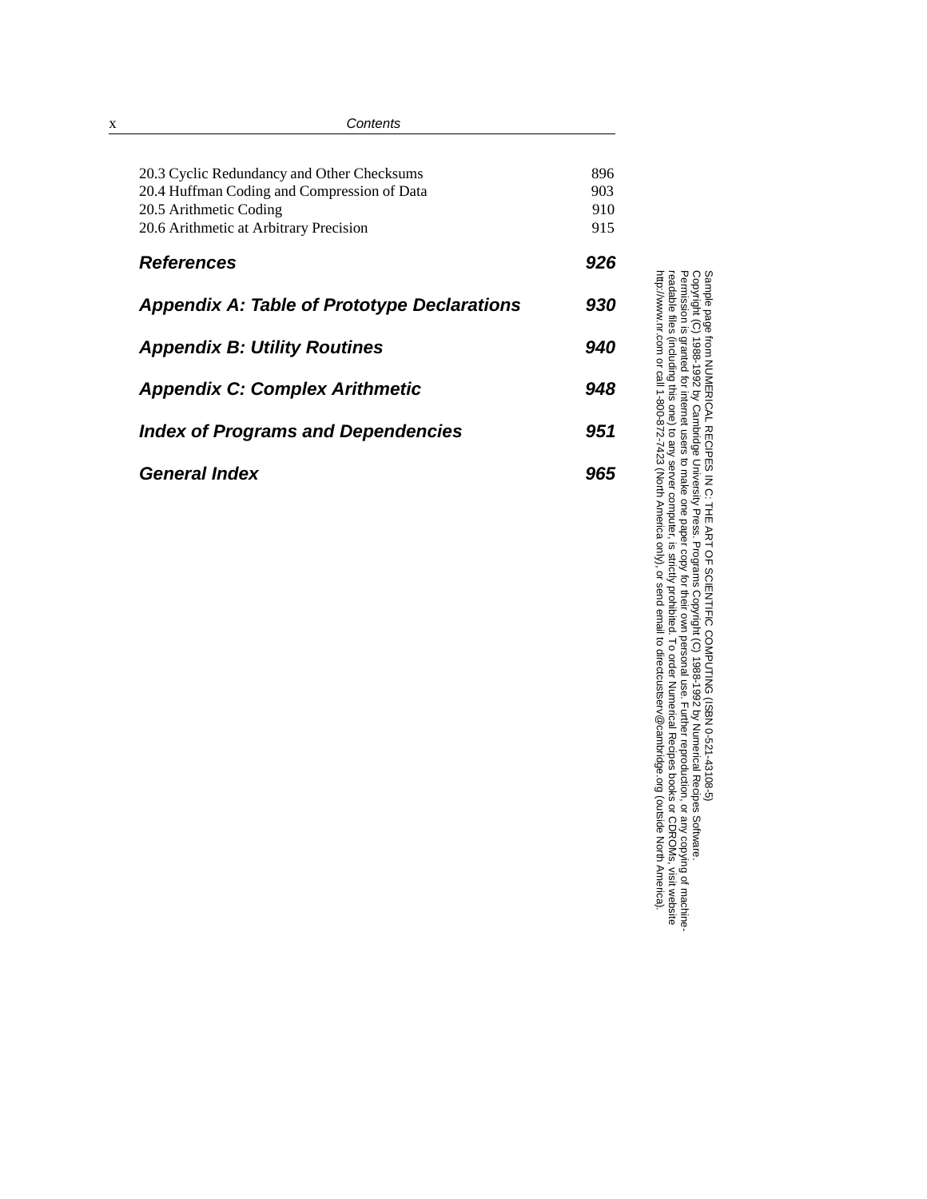| | |
|---|---|
| 20.3 Cyclic Redundancy and Other Checksums | 896 |
| 20.4 Huffman Coding and Compression of Data | 903 |
| 20.5 Arithmetic Coding | 910 |
| 20.6 Arithmetic at Arbitrary Precision | 915 |
| ***References*** | ***926*** |
| ***Appendix A: Table of Prototype Declarations*** | ***930*** |
| ***Appendix B: Utility Routines*** | ***940*** |
| ***Appendix C: Complex Arithmetic*** | ***948*** |
| ***Index of Programs and Dependencies*** | ***951*** |
| ***General Index*** | ***965*** |

Sample page from NUMERICAL RECIPES IN C: THE ART OF SCIENTIFIC COMPUTING (ISBN 0-521-43108-5)
Copyright (C) 1988-1992 by Cambridge University Press. Programs Copyright (C) 1988-1992 by Numerical Recipes Software.
Permission is granted for internet users to make one paper copy for their own personal use. Further reproduction, or any copying of machine-readable files (including this one) to any server computer, is strictly prohibited. To order Numerical Recipes books or CDROMs, visit website http://www.nr.com or call 1-800-872-7423 (North America only), or send email to directcustserv@cambridge.org (outside North America).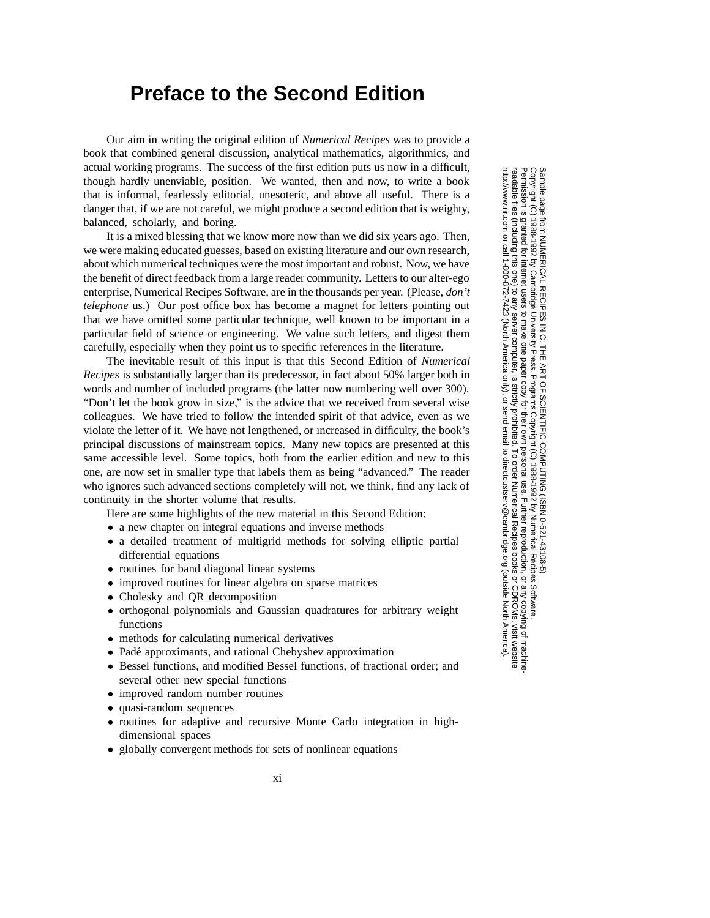# Preface to the Second Edition

Our aim in writing the original edition of *Numerical Recipes* was to provide a book that combined general discussion, analytical mathematics, algorithmics, and actual working programs. The success of the first edition puts us now in a difficult, though hardly unenviable, position. We wanted, then and now, to write a book that is informal, fearlessly editorial, unesoteric, and above all useful. There is a danger that, if we are not careful, we might produce a second edition that is weighty, balanced, scholarly, and boring.

It is a mixed blessing that we know more now than we did six years ago. Then, we were making educated guesses, based on existing literature and our own research, about which numerical techniques were the most important and robust. Now, we have the benefit of direct feedback from a large reader community. Letters to our alter-ego enterprise, Numerical Recipes Software, are in the thousands per year. (Please, *don't telephone* us.) Our post office box has become a magnet for letters pointing out that we have omitted some particular technique, well known to be important in a particular field of science or engineering. We value such letters, and digest them carefully, especially when they point us to specific references in the literature.

The inevitable result of this input is that this Second Edition of *Numerical Recipes* is substantially larger than its predecessor, in fact about 50% larger both in words and number of included programs (the latter now numbering well over 300). "Don't let the book grow in size," is the advice that we received from several wise colleagues. We have tried to follow the intended spirit of that advice, even as we violate the letter of it. We have not lengthened, or increased in difficulty, the book's principal discussions of mainstream topics. Many new topics are presented at this same accessible level. Some topics, both from the earlier edition and new to this one, are now set in smaller type that labels them as being "advanced." The reader who ignores such advanced sections completely will not, we think, find any lack of continuity in the shorter volume that results.

Here are some highlights of the new material in this Second Edition:

- a new chapter on integral equations and inverse methods
- a detailed treatment of multigrid methods for solving elliptic partial differential equations
- routines for band diagonal linear systems
- improved routines for linear algebra on sparse matrices
- Cholesky and QR decomposition
- orthogonal polynomials and Gaussian quadratures for arbitrary weight functions
- methods for calculating numerical derivatives
- Padé approximants, and rational Chebyshev approximation
- Bessel functions, and modified Bessel functions, of fractional order; and several other new special functions
- improved random number routines
- quasi-random sequences
- routines for adaptive and recursive Monte Carlo integration in high-dimensional spaces
- globally convergent methods for sets of nonlinear equations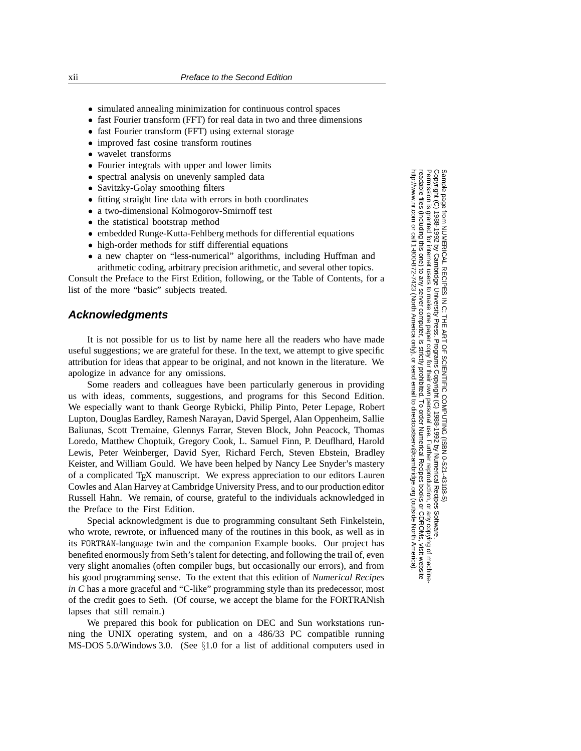- simulated annealing minimization for continuous control spaces
- fast Fourier transform (FFT) for real data in two and three dimensions
- fast Fourier transform (FFT) using external storage
- improved fast cosine transform routines
- wavelet transforms
- Fourier integrals with upper and lower limits
- spectral analysis on unevenly sampled data
- Savitzky-Golay smoothing filters
- fitting straight line data with errors in both coordinates
- a two-dimensional Kolmogorov-Smirnoff test
- the statistical bootstrap method
- embedded Runge-Kutta-Fehlberg methods for differential equations
- high-order methods for stiff differential equations
- a new chapter on "less-numerical" algorithms, including Huffman and arithmetic coding, arbitrary precision arithmetic, and several other topics.

Consult the Preface to the First Edition, following, or the Table of Contents, for a list of the more "basic" subjects treated.

## Acknowledgments

It is not possible for us to list by name here all the readers who have made useful suggestions; we are grateful for these. In the text, we attempt to give specific attribution for ideas that appear to be original, and not known in the literature. We apologize in advance for any omissions.

Some readers and colleagues have been particularly generous in providing us with ideas, comments, suggestions, and programs for this Second Edition. We especially want to thank George Rybicki, Philip Pinto, Peter Lepage, Robert Lupton, Douglas Eardley, Ramesh Narayan, David Spergel, Alan Oppenheim, Sallie Baliunas, Scott Tremaine, Glennys Farrar, Steven Block, John Peacock, Thomas Loredo, Matthew Choptuik, Gregory Cook, L. Samuel Finn, P. Deuflhard, Harold Lewis, Peter Weinberger, David Syer, Richard Ferch, Steven Ebstein, Bradley Keister, and William Gould. We have been helped by Nancy Lee Snyder's mastery of a complicated TEX manuscript. We express appreciation to our editors Lauren Cowles and Alan Harvey at Cambridge University Press, and to our production editor Russell Hahn. We remain, of course, grateful to the individuals acknowledged in the Preface to the First Edition.

Special acknowledgment is due to programming consultant Seth Finkelstein, who wrote, rewrote, or influenced many of the routines in this book, as well as in its FORTRAN-language twin and the companion Example books. Our project has benefited enormously from Seth's talent for detecting, and following the trail of, even very slight anomalies (often compiler bugs, but occasionally our errors), and from his good programming sense. To the extent that this edition of *Numerical Recipes in C* has a more graceful and "C-like" programming style than its predecessor, most of the credit goes to Seth. (Of course, we accept the blame for the FORTRANish lapses that still remain.)

We prepared this book for publication on DEC and Sun workstations running the UNIX operating system, and on a 486/33 PC compatible running MS-DOS 5.0/Windows 3.0. (See §1.0 for a list of additional computers used in

Sample page from NUMERICAL RECIPES IN C: THE ART OF SCIENTIFIC COMPUTING (ISBN 0-521-43108-5)
Copyright (C) 1988-1992 by Cambridge University Press. Programs Copyright (C) 1988-1992 by Numerical Recipes Software.
Permission is granted for internet users to make one paper copy for their own personal use. Further reproduction, or any copying of machine-readable files (including this one) to any server computer, is strictly prohibited. To order Numerical Recipes books or CDROMs, visit website http://www.nr.com or call 1-800-872-7423 (North America only), or send email to directcustserv@cambridge.org (outside North America).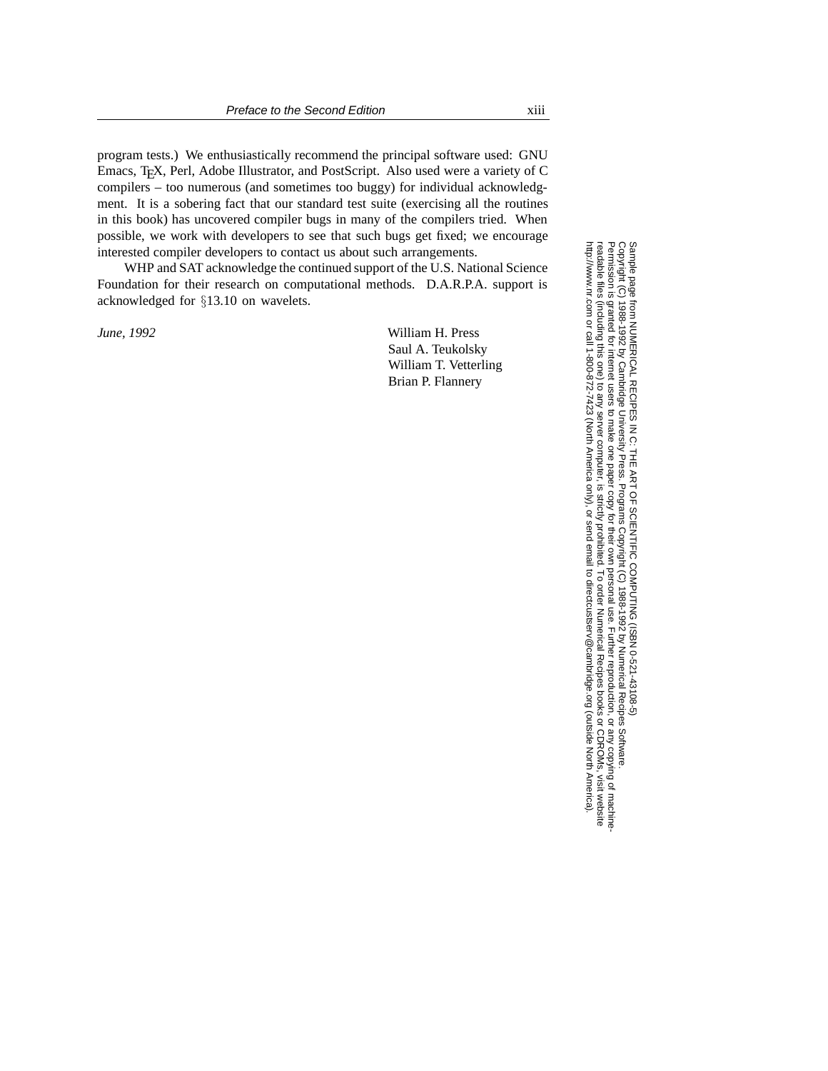program tests.) We enthusiastically recommend the principal software used: GNU Emacs, TeX, Perl, Adobe Illustrator, and PostScript. Also used were a variety of C compilers – too numerous (and sometimes too buggy) for individual acknowledgment. It is a sobering fact that our standard test suite (exercising all the routines in this book) has uncovered compiler bugs in many of the compilers tried. When possible, we work with developers to see that such bugs get fixed; we encourage interested compiler developers to contact us about such arrangements.

WHP and SAT acknowledge the continued support of the U.S. National Science Foundation for their research on computational methods. D.A.R.P.A. support is acknowledged for §13.10 on wavelets.

*June, 1992*

William H. Press
Saul A. Teukolsky
William T. Vetterling
Brian P. Flannery

Sample page from NUMERICAL RECIPES IN C: THE ART OF SCIENTIFIC COMPUTING (ISBN 0-521-43108-5)
Copyright (C) 1988-1992 by Cambridge University Press. Programs Copyright (C) 1988-1992 by Numerical Recipes Software.
Permission is granted for internet users to make one paper copy for their own personal use. Further reproduction, or any copying of machine-readable files (including this one) to any server computer, is strictly prohibited. To order Numerical Recipes books or CDROMs, visit website http://www.nr.com or call 1-800-872-7423 (North America only), or send email to directcustserv@cambridge.org (outside North America).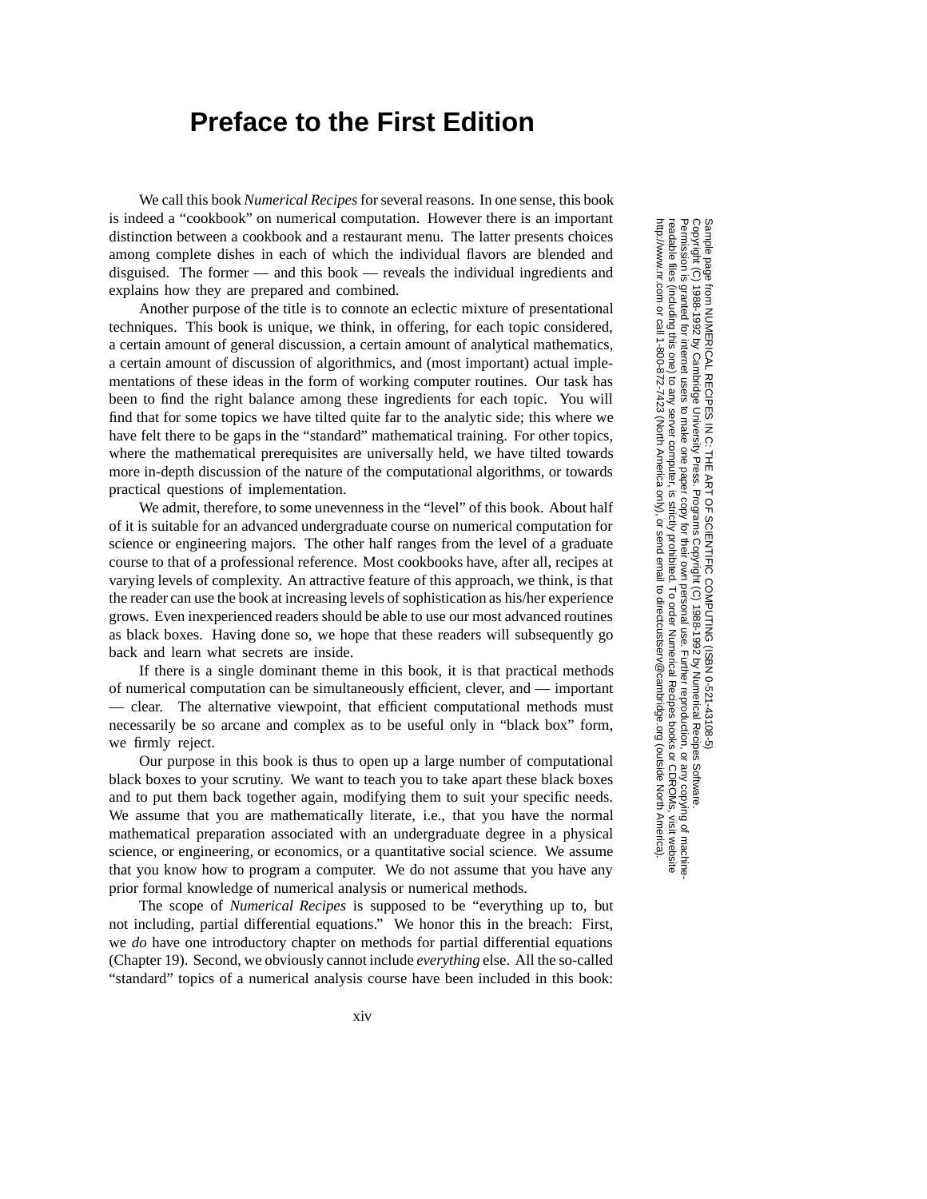# Preface to the First Edition

We call this book *Numerical Recipes* for several reasons. In one sense, this book is indeed a "cookbook" on numerical computation. However there is an important distinction between a cookbook and a restaurant menu. The latter presents choices among complete dishes in each of which the individual flavors are blended and disguised. The former — and this book — reveals the individual ingredients and explains how they are prepared and combined.

Another purpose of the title is to connote an eclectic mixture of presentational techniques. This book is unique, we think, in offering, for each topic considered, a certain amount of general discussion, a certain amount of analytical mathematics, a certain amount of discussion of algorithmics, and (most important) actual implementations of these ideas in the form of working computer routines. Our task has been to find the right balance among these ingredients for each topic. You will find that for some topics we have tilted quite far to the analytic side; this where we have felt there to be gaps in the "standard" mathematical training. For other topics, where the mathematical prerequisites are universally held, we have tilted towards more in-depth discussion of the nature of the computational algorithms, or towards practical questions of implementation.

We admit, therefore, to some unevenness in the "level" of this book. About half of it is suitable for an advanced undergraduate course on numerical computation for science or engineering majors. The other half ranges from the level of a graduate course to that of a professional reference. Most cookbooks have, after all, recipes at varying levels of complexity. An attractive feature of this approach, we think, is that the reader can use the book at increasing levels of sophistication as his/her experience grows. Even inexperienced readers should be able to use our most advanced routines as black boxes. Having done so, we hope that these readers will subsequently go back and learn what secrets are inside.

If there is a single dominant theme in this book, it is that practical methods of numerical computation can be simultaneously efficient, clever, and — important — clear. The alternative viewpoint, that efficient computational methods must necessarily be so arcane and complex as to be useful only in "black box" form, we firmly reject.

Our purpose in this book is thus to open up a large number of computational black boxes to your scrutiny. We want to teach you to take apart these black boxes and to put them back together again, modifying them to suit your specific needs. We assume that you are mathematically literate, i.e., that you have the normal mathematical preparation associated with an undergraduate degree in a physical science, or engineering, or economics, or a quantitative social science. We assume that you know how to program a computer. We do not assume that you have any prior formal knowledge of numerical analysis or numerical methods.

The scope of *Numerical Recipes* is supposed to be "everything up to, but not including, partial differential equations." We honor this in the breach: First, we *do* have one introductory chapter on methods for partial differential equations (Chapter 19). Second, we obviously cannot include *everything* else. All the so-called "standard" topics of a numerical analysis course have been included in this book: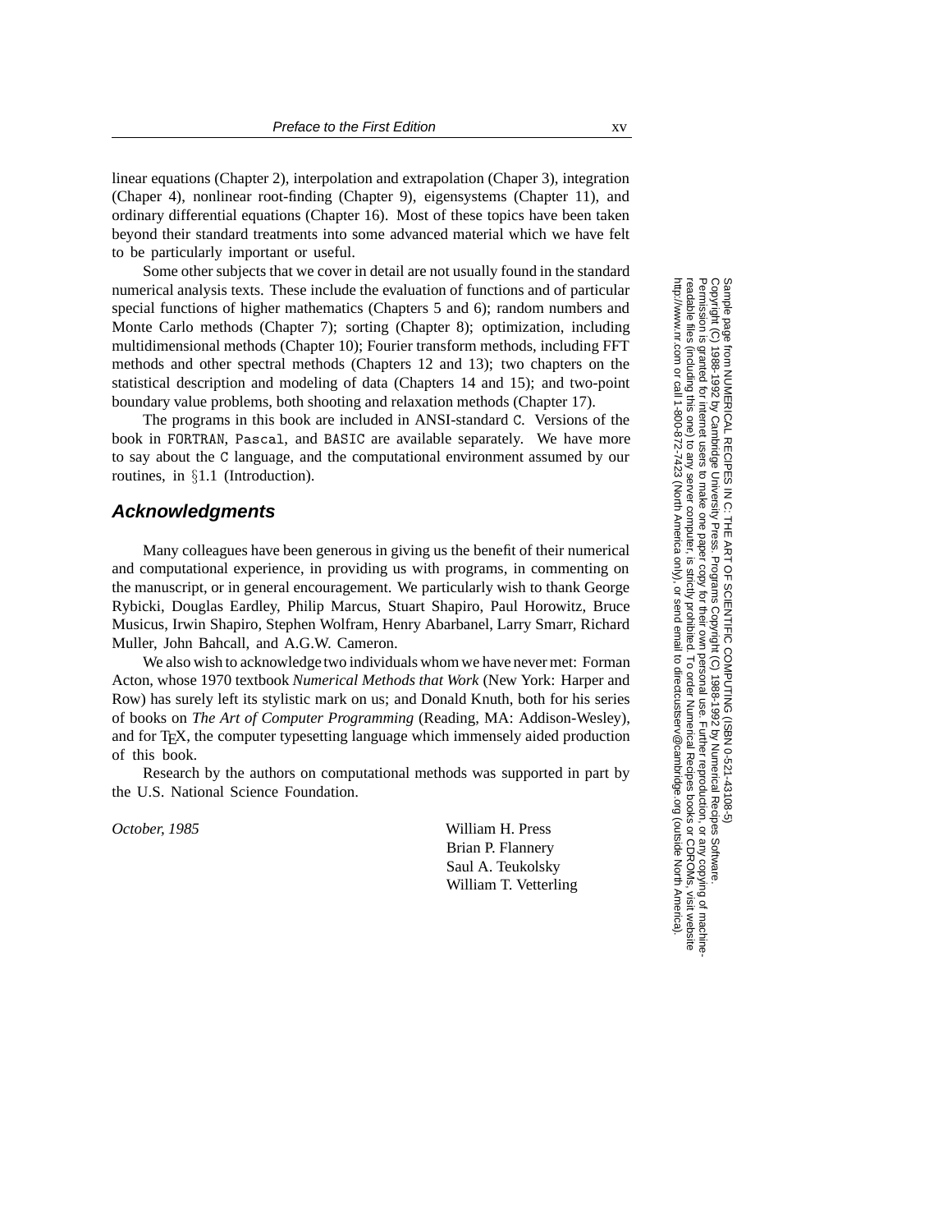linear equations (Chapter 2), interpolation and extrapolation (Chaper 3), integration (Chaper 4), nonlinear root-finding (Chapter 9), eigensystems (Chapter 11), and ordinary differential equations (Chapter 16). Most of these topics have been taken beyond their standard treatments into some advanced material which we have felt to be particularly important or useful.

Some other subjects that we cover in detail are not usually found in the standard numerical analysis texts. These include the evaluation of functions and of particular special functions of higher mathematics (Chapters 5 and 6); random numbers and Monte Carlo methods (Chapter 7); sorting (Chapter 8); optimization, including multidimensional methods (Chapter 10); Fourier transform methods, including FFT methods and other spectral methods (Chapters 12 and 13); two chapters on the statistical description and modeling of data (Chapters 14 and 15); and two-point boundary value problems, both shooting and relaxation methods (Chapter 17).

The programs in this book are included in ANSI-standard C. Versions of the book in FORTRAN, Pascal, and BASIC are available separately. We have more to say about the C language, and the computational environment assumed by our routines, in §1.1 (Introduction).

## Acknowledgments

Many colleagues have been generous in giving us the benefit of their numerical and computational experience, in providing us with programs, in commenting on the manuscript, or in general encouragement. We particularly wish to thank George Rybicki, Douglas Eardley, Philip Marcus, Stuart Shapiro, Paul Horowitz, Bruce Musicus, Irwin Shapiro, Stephen Wolfram, Henry Abarbanel, Larry Smarr, Richard Muller, John Bahcall, and A.G.W. Cameron.

We also wish to acknowledge two individuals whom we have never met: Forman Acton, whose 1970 textbook *Numerical Methods that Work* (New York: Harper and Row) has surely left its stylistic mark on us; and Donald Knuth, both for his series of books on *The Art of Computer Programming* (Reading, MA: Addison-Wesley), and for TEX, the computer typesetting language which immensely aided production of this book.

Research by the authors on computational methods was supported in part by the U.S. National Science Foundation.

*October, 1985*

William H. Press
Brian P. Flannery
Saul A. Teukolsky
William T. Vetterling

Sample page from NUMERICAL RECIPES IN C: THE ART OF SCIENTIFIC COMPUTING (ISBN 0-521-43108-5)
Copyright (C) 1988-1992 by Cambridge University Press. Programs Copyright (C) 1988-1992 by Numerical Recipes Software.
Permission is granted for internet users to make one paper copy for their own personal use. Further reproduction, or any copying of machine-readable files (including this one) to any server computer, is strictly prohibited. To order Numerical Recipes books or CDROMs, visit website http://www.nr.com or call 1-800-872-7423 (North America only), or send email to directcustserv@cambridge.org (outside North America).